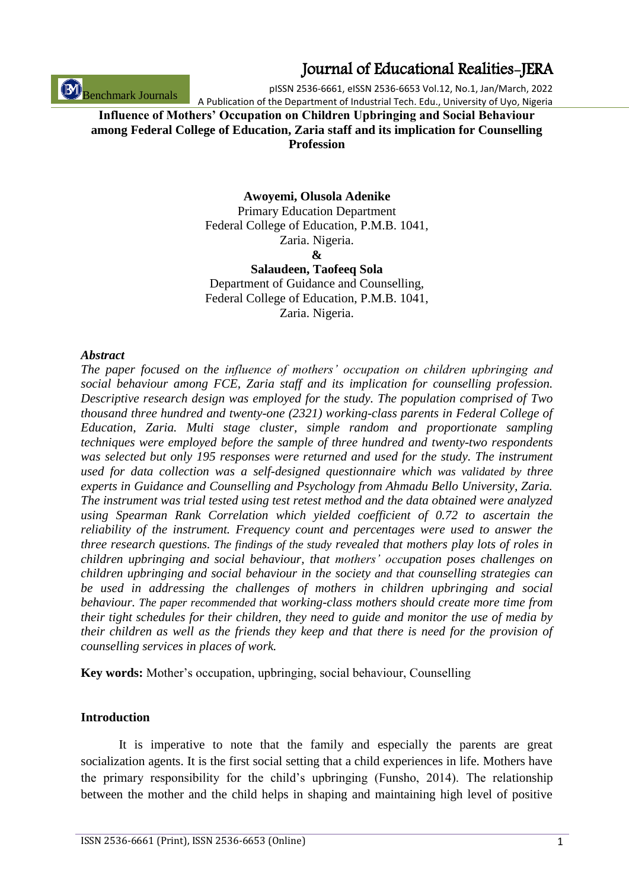**Influence of Mothers' Occupation on Children Upbringing and Social Behaviour among Federal College of Education, Zaria staff and its implication for Counselling Profession**

**Awoyemi, Olusola Adenike**
Primary Education Department
Federal College of Education, P.M.B. 1041,
Zaria. Nigeria.
**&**
**Salaudeen, Taofeeq Sola**
Department of Guidance and Counselling,
Federal College of Education, P.M.B. 1041,
Zaria. Nigeria.

***Abstract***

*The paper focused on the influence of mothers' occupation on children upbringing and social behaviour among FCE, Zaria staff and its implication for counselling profession. Descriptive research design was employed for the study. The population comprised of Two thousand three hundred and twenty-one (2321) working-class parents in Federal College of Education, Zaria. Multi stage cluster, simple random and proportionate sampling techniques were employed before the sample of three hundred and twenty-two respondents was selected but only 195 responses were returned and used for the study. The instrument used for data collection was a self-designed questionnaire which was validated by three experts in Guidance and Counselling and Psychology from Ahmadu Bello University, Zaria. The instrument was trial tested using test retest method and the data obtained were analyzed using Spearman Rank Correlation which yielded coefficient of 0.72 to ascertain the reliability of the instrument. Frequency count and percentages were used to answer the three research questions. The findings of the study revealed that mothers play lots of roles in children upbringing and social behaviour, that mothers' occupation poses challenges on children upbringing and social behaviour in the society and that counselling strategies can be used in addressing the challenges of mothers in children upbringing and social behaviour. The paper recommended that working-class mothers should create more time from their tight schedules for their children, they need to guide and monitor the use of media by their children as well as the friends they keep and that there is need for the provision of counselling services in places of work.*

**Key words:** Mother's occupation, upbringing, social behaviour, Counselling

## Introduction

It is imperative to note that the family and especially the parents are great socialization agents. It is the first social setting that a child experiences in life. Mothers have the primary responsibility for the child's upbringing (Funsho, 2014). The relationship between the mother and the child helps in shaping and maintaining high level of positive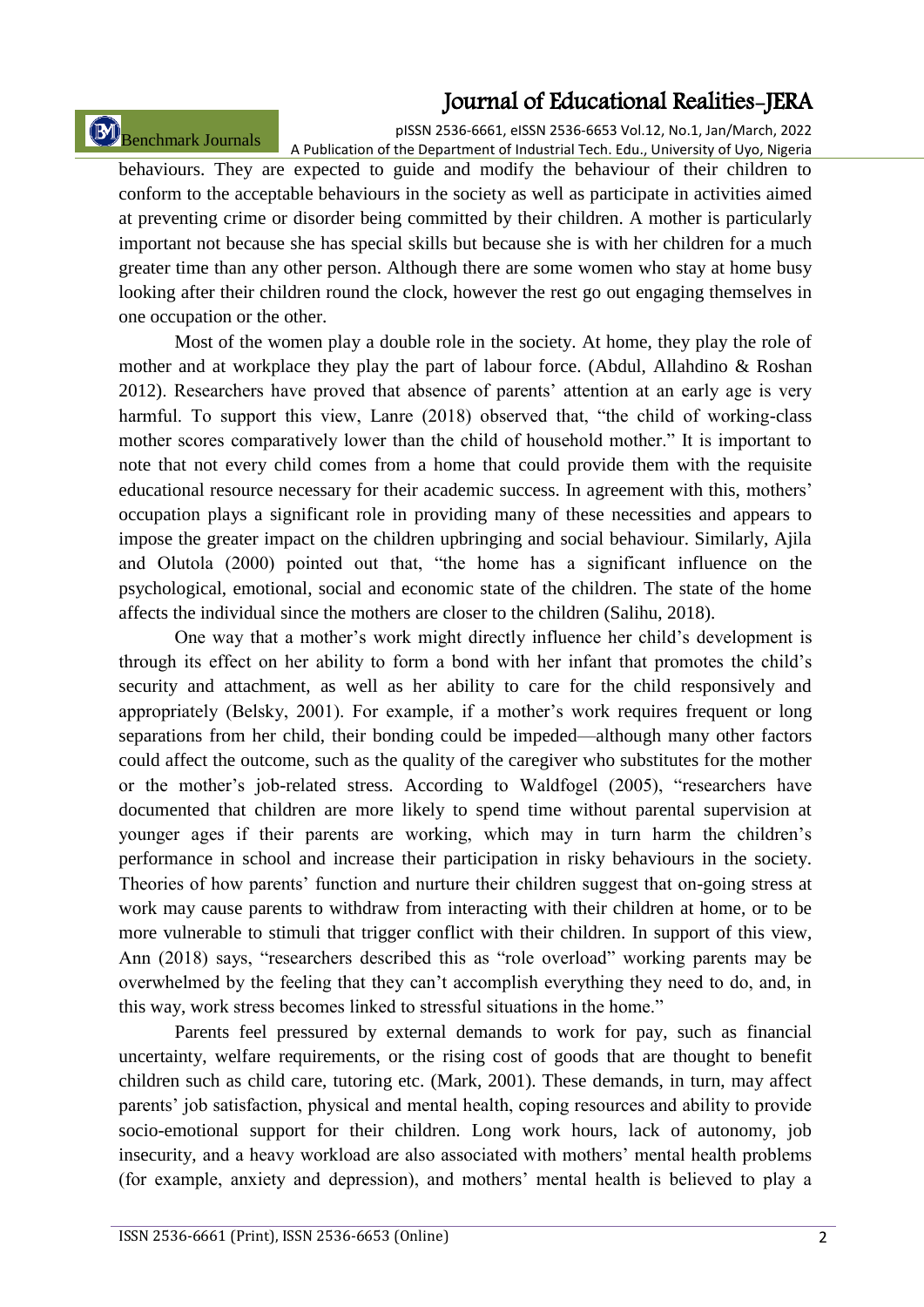behaviours. They are expected to guide and modify the behaviour of their children to conform to the acceptable behaviours in the society as well as participate in activities aimed at preventing crime or disorder being committed by their children. A mother is particularly important not because she has special skills but because she is with her children for a much greater time than any other person. Although there are some women who stay at home busy looking after their children round the clock, however the rest go out engaging themselves in one occupation or the other.

Most of the women play a double role in the society. At home, they play the role of mother and at workplace they play the part of labour force. (Abdul, Allahdino & Roshan 2012). Researchers have proved that absence of parents' attention at an early age is very harmful. To support this view, Lanre (2018) observed that, "the child of working-class mother scores comparatively lower than the child of household mother." It is important to note that not every child comes from a home that could provide them with the requisite educational resource necessary for their academic success. In agreement with this, mothers' occupation plays a significant role in providing many of these necessities and appears to impose the greater impact on the children upbringing and social behaviour. Similarly, Ajila and Olutola (2000) pointed out that, "the home has a significant influence on the psychological, emotional, social and economic state of the children. The state of the home affects the individual since the mothers are closer to the children (Salihu, 2018).

One way that a mother's work might directly influence her child's development is through its effect on her ability to form a bond with her infant that promotes the child's security and attachment, as well as her ability to care for the child responsively and appropriately (Belsky, 2001). For example, if a mother's work requires frequent or long separations from her child, their bonding could be impeded—although many other factors could affect the outcome, such as the quality of the caregiver who substitutes for the mother or the mother's job-related stress. According to Waldfogel (2005), "researchers have documented that children are more likely to spend time without parental supervision at younger ages if their parents are working, which may in turn harm the children's performance in school and increase their participation in risky behaviours in the society. Theories of how parents' function and nurture their children suggest that on-going stress at work may cause parents to withdraw from interacting with their children at home, or to be more vulnerable to stimuli that trigger conflict with their children. In support of this view, Ann (2018) says, "researchers described this as "role overload" working parents may be overwhelmed by the feeling that they can't accomplish everything they need to do, and, in this way, work stress becomes linked to stressful situations in the home."

Parents feel pressured by external demands to work for pay, such as financial uncertainty, welfare requirements, or the rising cost of goods that are thought to benefit children such as child care, tutoring etc. (Mark, 2001). These demands, in turn, may affect parents' job satisfaction, physical and mental health, coping resources and ability to provide socio-emotional support for their children. Long work hours, lack of autonomy, job insecurity, and a heavy workload are also associated with mothers' mental health problems (for example, anxiety and depression), and mothers' mental health is believed to play a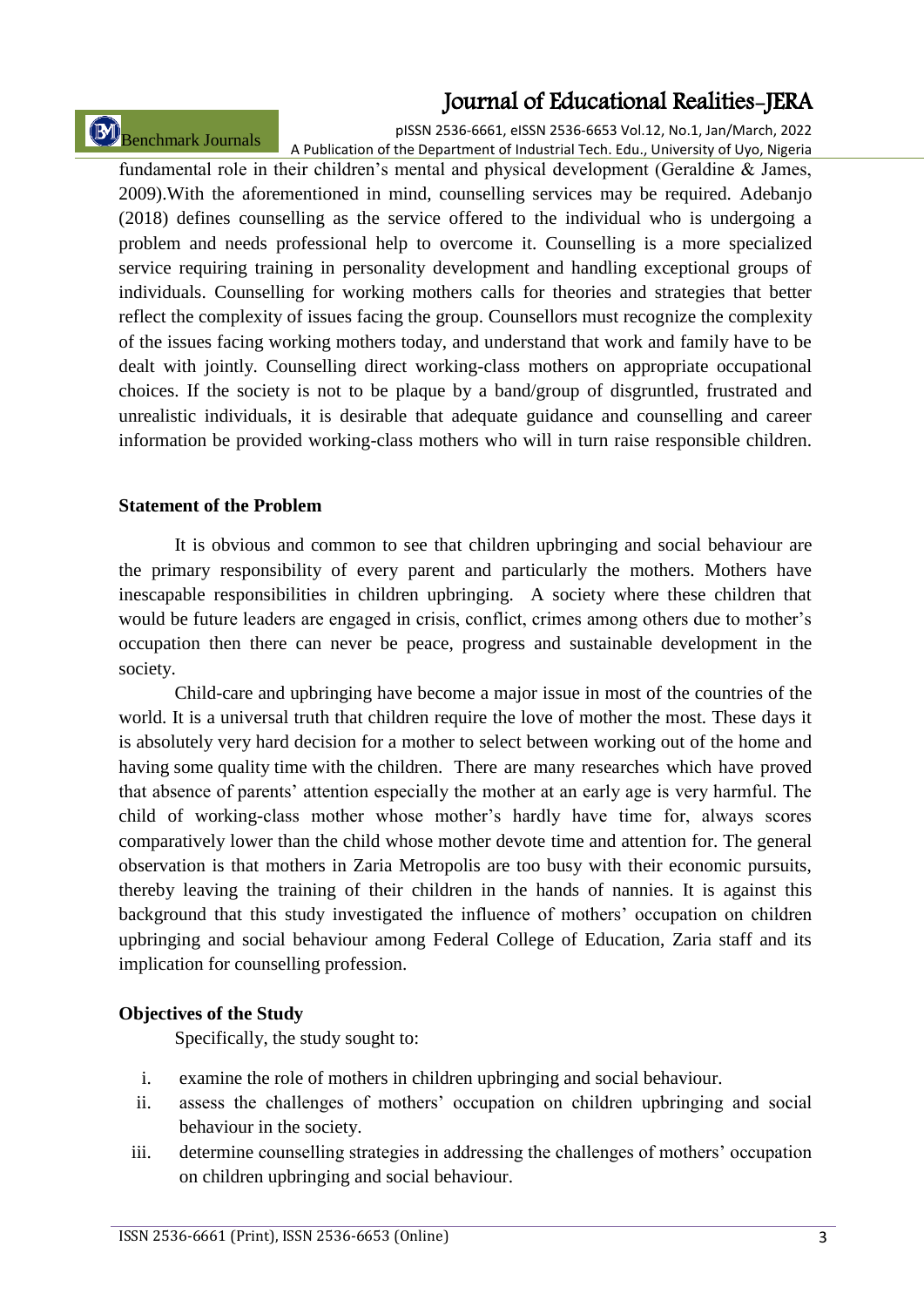fundamental role in their children's mental and physical development (Geraldine & James, 2009).With the aforementioned in mind, counselling services may be required. Adebanjo (2018) defines counselling as the service offered to the individual who is undergoing a problem and needs professional help to overcome it. Counselling is a more specialized service requiring training in personality development and handling exceptional groups of individuals. Counselling for working mothers calls for theories and strategies that better reflect the complexity of issues facing the group. Counsellors must recognize the complexity of the issues facing working mothers today, and understand that work and family have to be dealt with jointly. Counselling direct working-class mothers on appropriate occupational choices. If the society is not to be plaque by a band/group of disgruntled, frustrated and unrealistic individuals, it is desirable that adequate guidance and counselling and career information be provided working-class mothers who will in turn raise responsible children.

**Statement of the Problem**

It is obvious and common to see that children upbringing and social behaviour are the primary responsibility of every parent and particularly the mothers. Mothers have inescapable responsibilities in children upbringing. A society where these children that would be future leaders are engaged in crisis, conflict, crimes among others due to mother's occupation then there can never be peace, progress and sustainable development in the society.

Child-care and upbringing have become a major issue in most of the countries of the world. It is a universal truth that children require the love of mother the most. These days it is absolutely very hard decision for a mother to select between working out of the home and having some quality time with the children. There are many researches which have proved that absence of parents' attention especially the mother at an early age is very harmful. The child of working-class mother whose mother's hardly have time for, always scores comparatively lower than the child whose mother devote time and attention for. The general observation is that mothers in Zaria Metropolis are too busy with their economic pursuits, thereby leaving the training of their children in the hands of nannies. It is against this background that this study investigated the influence of mothers' occupation on children upbringing and social behaviour among Federal College of Education, Zaria staff and its implication for counselling profession.

**Objectives of the Study**

Specifically, the study sought to:

i. examine the role of mothers in children upbringing and social behaviour.
ii. assess the challenges of mothers' occupation on children upbringing and social behaviour in the society.
iii. determine counselling strategies in addressing the challenges of mothers' occupation on children upbringing and social behaviour.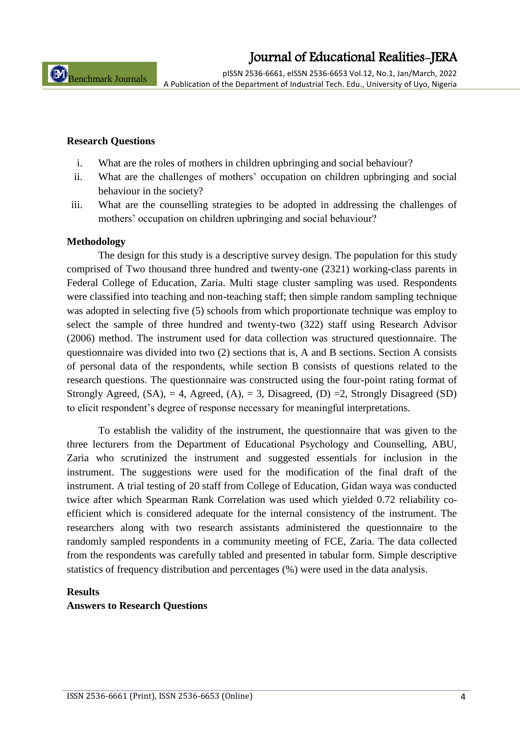**Research Questions**

i. What are the roles of mothers in children upbringing and social behaviour?
ii. What are the challenges of mothers' occupation on children upbringing and social behaviour in the society?
iii. What are the counselling strategies to be adopted in addressing the challenges of mothers' occupation on children upbringing and social behaviour?

**Methodology**

The design for this study is a descriptive survey design. The population for this study comprised of Two thousand three hundred and twenty-one (2321) working-class parents in Federal College of Education, Zaria. Multi stage cluster sampling was used. Respondents were classified into teaching and non-teaching staff; then simple random sampling technique was adopted in selecting five (5) schools from which proportionate technique was employ to select the sample of three hundred and twenty-two (322) staff using Research Advisor (2006) method. The instrument used for data collection was structured questionnaire. The questionnaire was divided into two (2) sections that is, A and B sections. Section A consists of personal data of the respondents, while section B consists of questions related to the research questions. The questionnaire was constructed using the four-point rating format of Strongly Agreed, (SA), = 4, Agreed, (A), = 3, Disagreed, (D) =2, Strongly Disagreed (SD) to elicit respondent's degree of response necessary for meaningful interpretations.

To establish the validity of the instrument, the questionnaire that was given to the three lecturers from the Department of Educational Psychology and Counselling, ABU, Zaria who scrutinized the instrument and suggested essentials for inclusion in the instrument. The suggestions were used for the modification of the final draft of the instrument. A trial testing of 20 staff from College of Education, Gidan waya was conducted twice after which Spearman Rank Correlation was used which yielded 0.72 reliability co-efficient which is considered adequate for the internal consistency of the instrument. The researchers along with two research assistants administered the questionnaire to the randomly sampled respondents in a community meeting of FCE, Zaria. The data collected from the respondents was carefully tabled and presented in tabular form. Simple descriptive statistics of frequency distribution and percentages (%) were used in the data analysis.

**Results**

**Answers to Research Questions**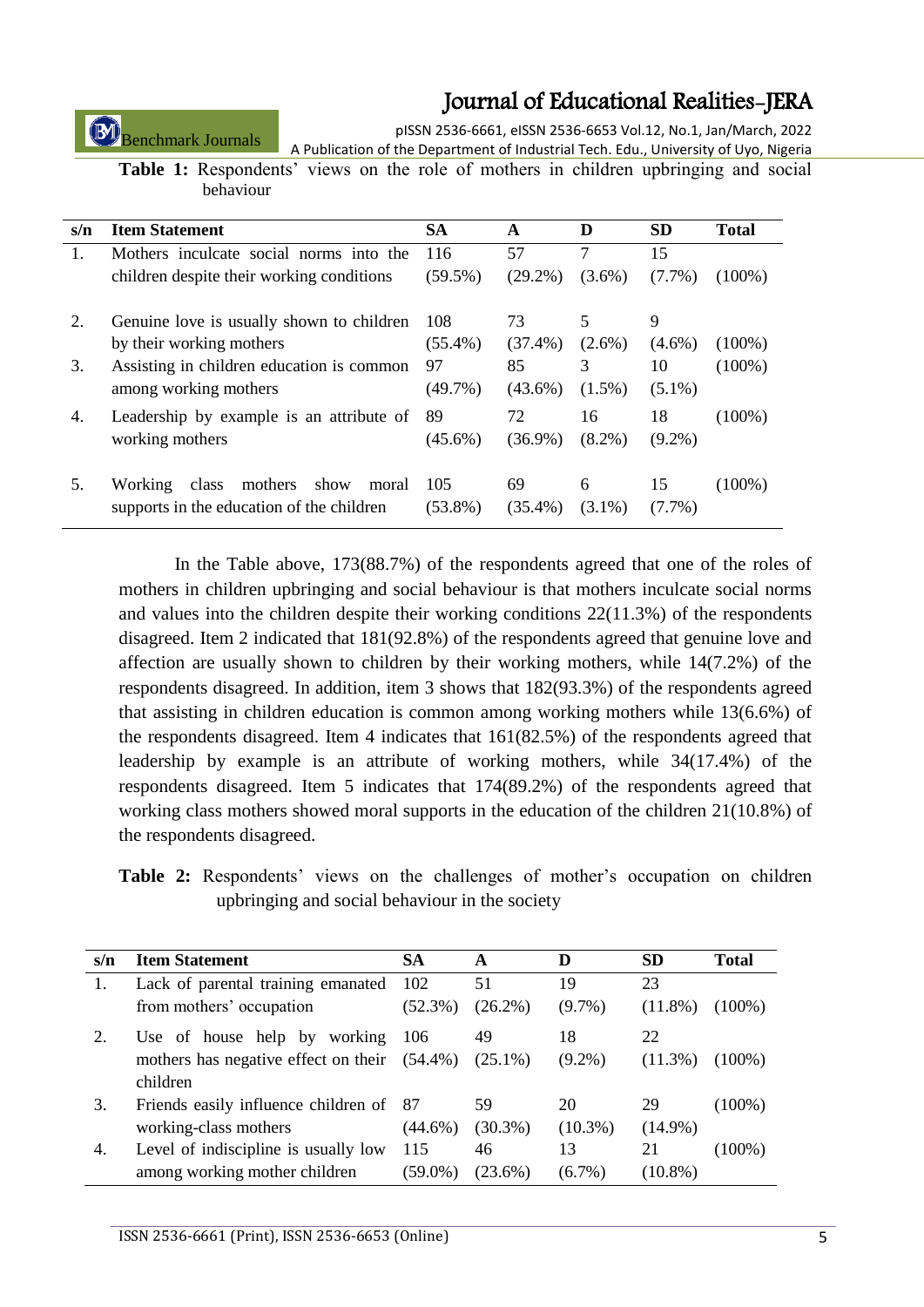**Table 1:** Respondents' views on the role of mothers in children upbringing and social behaviour

| s/n | Item Statement | SA | A | D | SD | Total |
|---|---|---|---|---|---|---|
| 1. | Mothers inculcate social norms into the children despite their working conditions | 116 (59.5%) | 57 (29.2%) | 7 (3.6%) | 15 (7.7%) | (100%) |
| 2. | Genuine love is usually shown to children by their working mothers | 108 (55.4%) | 73 (37.4%) | 5 (2.6%) | 9 (4.6%) | (100%) |
| 3. | Assisting in children education is common among working mothers | 97 (49.7%) | 85 (43.6%) | 3 (1.5%) | 10 (5.1%) | (100%) |
| 4. | Leadership by example is an attribute of working mothers | 89 (45.6%) | 72 (36.9%) | 16 (8.2%) | 18 (9.2%) | (100%) |
| 5. | Working class mothers show moral supports in the education of the children | 105 (53.8%) | 69 (35.4%) | 6 (3.1%) | 15 (7.7%) | (100%) |

In the Table above, 173(88.7%) of the respondents agreed that one of the roles of mothers in children upbringing and social behaviour is that mothers inculcate social norms and values into the children despite their working conditions 22(11.3%) of the respondents disagreed. Item 2 indicated that 181(92.8%) of the respondents agreed that genuine love and affection are usually shown to children by their working mothers, while 14(7.2%) of the respondents disagreed. In addition, item 3 shows that 182(93.3%) of the respondents agreed that assisting in children education is common among working mothers while 13(6.6%) of the respondents disagreed. Item 4 indicates that 161(82.5%) of the respondents agreed that leadership by example is an attribute of working mothers, while 34(17.4%) of the respondents disagreed. Item 5 indicates that 174(89.2%) of the respondents agreed that working class mothers showed moral supports in the education of the children 21(10.8%) of the respondents disagreed.

**Table 2:** Respondents' views on the challenges of mother's occupation on children upbringing and social behaviour in the society

| s/n | Item Statement | SA | A | D | SD | Total |
|---|---|---|---|---|---|---|
| 1. | Lack of parental training emanated from mothers' occupation | 102 (52.3%) | 51 (26.2%) | 19 (9.7%) | 23 (11.8%) | (100%) |
| 2. | Use of house help by working mothers has negative effect on their children | 106 (54.4%) | 49 (25.1%) | 18 (9.2%) | 22 (11.3%) | (100%) |
| 3. | Friends easily influence children of working-class mothers | 87 (44.6%) | 59 (30.3%) | 20 (10.3%) | 29 (14.9%) | (100%) |
| 4. | Level of indiscipline is usually low among working mother children | 115 (59.0%) | 46 (23.6%) | 13 (6.7%) | 21 (10.8%) | (100%) |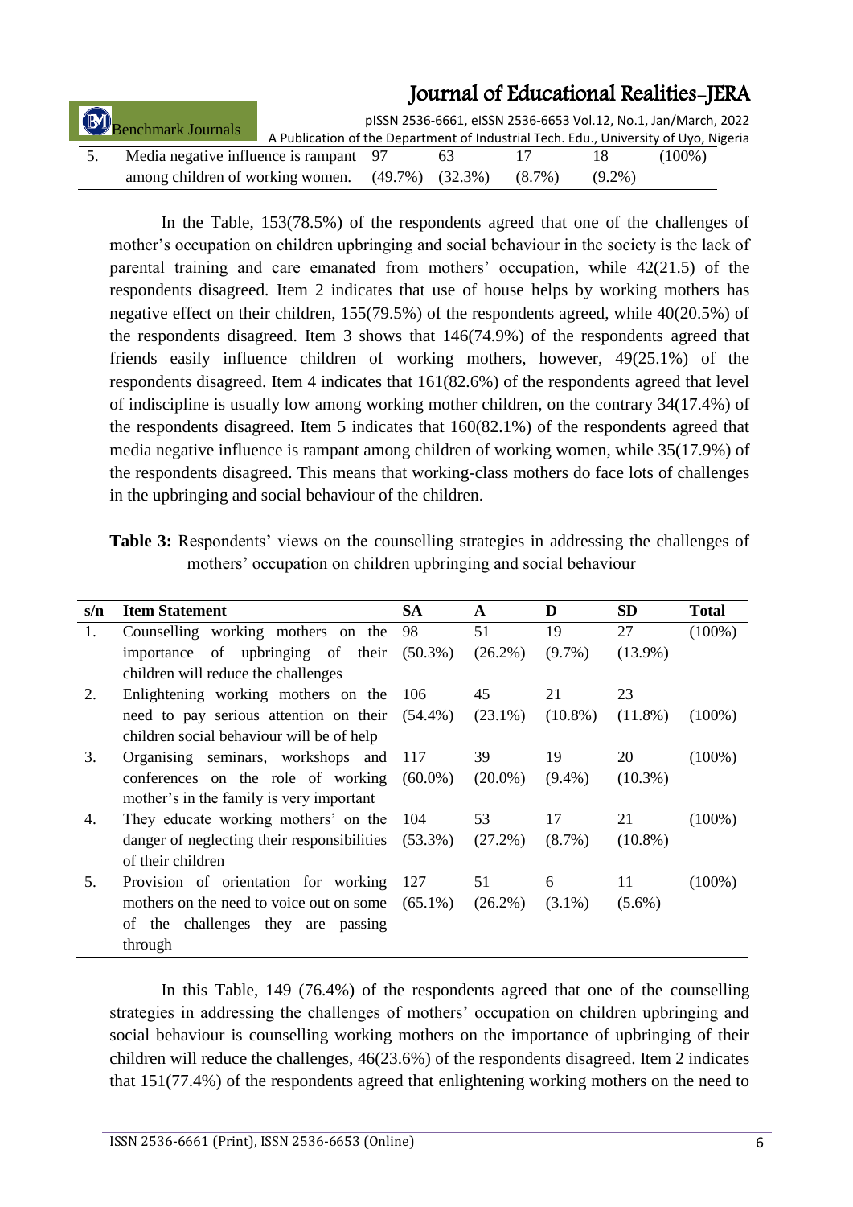| 5. | Media negative influence is rampant among children of working women. | 97 (49.7%) | 63 (32.3%) | 17 (8.7%) | 18 (9.2%) | (100%) |
|---|---|---|---|---|---|---|

In the Table, 153(78.5%) of the respondents agreed that one of the challenges of mother's occupation on children upbringing and social behaviour in the society is the lack of parental training and care emanated from mothers' occupation, while 42(21.5) of the respondents disagreed. Item 2 indicates that use of house helps by working mothers has negative effect on their children, 155(79.5%) of the respondents agreed, while 40(20.5%) of the respondents disagreed. Item 3 shows that 146(74.9%) of the respondents agreed that friends easily influence children of working mothers, however, 49(25.1%) of the respondents disagreed. Item 4 indicates that 161(82.6%) of the respondents agreed that level of indiscipline is usually low among working mother children, on the contrary 34(17.4%) of the respondents disagreed. Item 5 indicates that 160(82.1%) of the respondents agreed that media negative influence is rampant among children of working women, while 35(17.9%) of the respondents disagreed. This means that working-class mothers do face lots of challenges in the upbringing and social behaviour of the children.

**Table 3:** Respondents' views on the counselling strategies in addressing the challenges of mothers' occupation on children upbringing and social behaviour

| s/n | Item Statement | SA | A | D | SD | Total |
|---|---|---|---|---|---|---|
| 1. | Counselling working mothers on the importance of upbringing of their children will reduce the challenges | 98 (50.3%) | 51 (26.2%) | 19 (9.7%) | 27 (13.9%) | (100%) |
| 2. | Enlightening working mothers on the need to pay serious attention on their children social behaviour will be of help | 106 (54.4%) | 45 (23.1%) | 21 (10.8%) | 23 (11.8%) | (100%) |
| 3. | Organising seminars, workshops and conferences on the role of working mother's in the family is very important | 117 (60.0%) | 39 (20.0%) | 19 (9.4%) | 20 (10.3%) | (100%) |
| 4. | They educate working mothers' on the danger of neglecting their responsibilities of their children | 104 (53.3%) | 53 (27.2%) | 17 (8.7%) | 21 (10.8%) | (100%) |
| 5. | Provision of orientation for working mothers on the need to voice out on some of the challenges they are passing through | 127 (65.1%) | 51 (26.2%) | 6 (3.1%) | 11 (5.6%) | (100%) |

In this Table, 149 (76.4%) of the respondents agreed that one of the counselling strategies in addressing the challenges of mothers' occupation on children upbringing and social behaviour is counselling working mothers on the importance of upbringing of their children will reduce the challenges, 46(23.6%) of the respondents disagreed. Item 2 indicates that 151(77.4%) of the respondents agreed that enlightening working mothers on the need to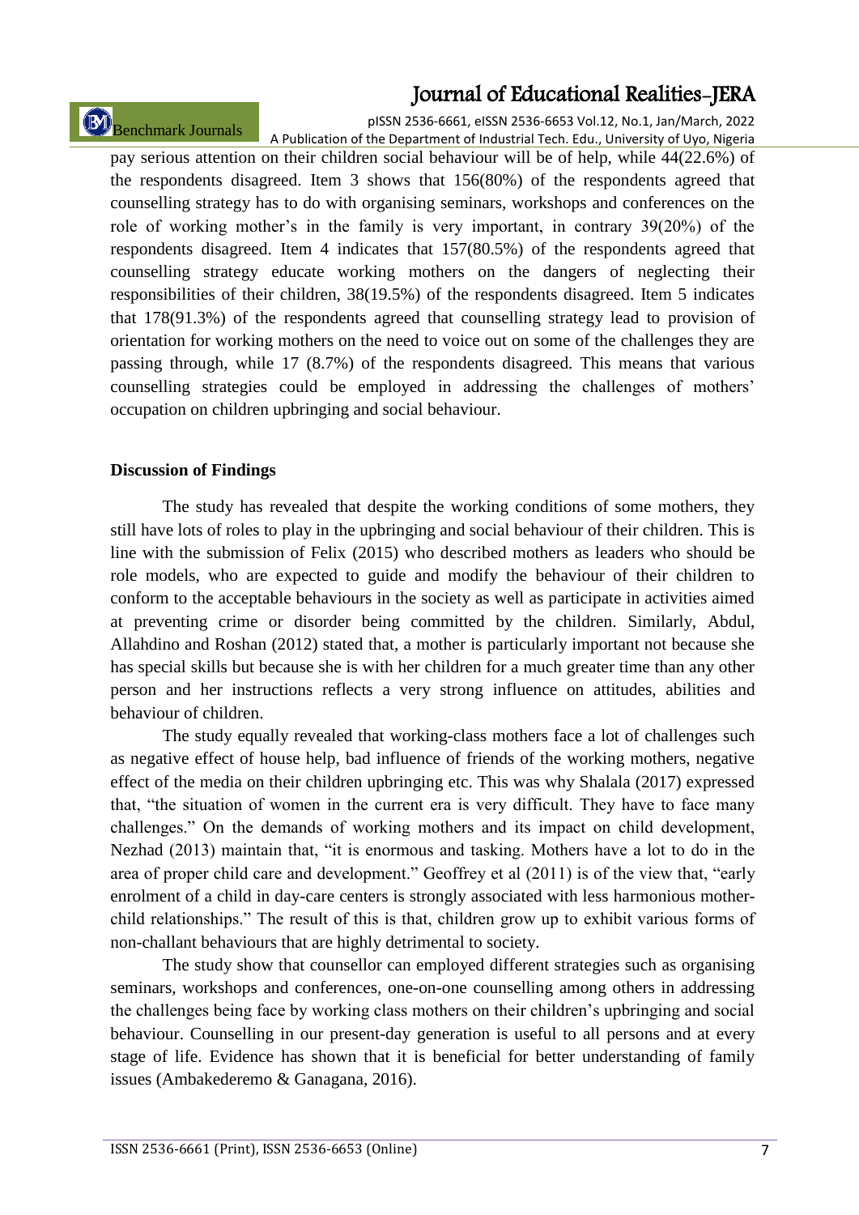pay serious attention on their children social behaviour will be of help, while 44(22.6%) of the respondents disagreed. Item 3 shows that 156(80%) of the respondents agreed that counselling strategy has to do with organising seminars, workshops and conferences on the role of working mother's in the family is very important, in contrary 39(20%) of the respondents disagreed. Item 4 indicates that 157(80.5%) of the respondents agreed that counselling strategy educate working mothers on the dangers of neglecting their responsibilities of their children, 38(19.5%) of the respondents disagreed. Item 5 indicates that 178(91.3%) of the respondents agreed that counselling strategy lead to provision of orientation for working mothers on the need to voice out on some of the challenges they are passing through, while 17 (8.7%) of the respondents disagreed. This means that various counselling strategies could be employed in addressing the challenges of mothers' occupation on children upbringing and social behaviour.

**Discussion of Findings**

The study has revealed that despite the working conditions of some mothers, they still have lots of roles to play in the upbringing and social behaviour of their children. This is line with the submission of Felix (2015) who described mothers as leaders who should be role models, who are expected to guide and modify the behaviour of their children to conform to the acceptable behaviours in the society as well as participate in activities aimed at preventing crime or disorder being committed by the children. Similarly, Abdul, Allahdino and Roshan (2012) stated that, a mother is particularly important not because she has special skills but because she is with her children for a much greater time than any other person and her instructions reflects a very strong influence on attitudes, abilities and behaviour of children.

The study equally revealed that working-class mothers face a lot of challenges such as negative effect of house help, bad influence of friends of the working mothers, negative effect of the media on their children upbringing etc. This was why Shalala (2017) expressed that, "the situation of women in the current era is very difficult. They have to face many challenges." On the demands of working mothers and its impact on child development, Nezhad (2013) maintain that, "it is enormous and tasking. Mothers have a lot to do in the area of proper child care and development." Geoffrey et al (2011) is of the view that, "early enrolment of a child in day-care centers is strongly associated with less harmonious mother-child relationships." The result of this is that, children grow up to exhibit various forms of non-challant behaviours that are highly detrimental to society.

The study show that counsellor can employed different strategies such as organising seminars, workshops and conferences, one-on-one counselling among others in addressing the challenges being face by working class mothers on their children's upbringing and social behaviour. Counselling in our present-day generation is useful to all persons and at every stage of life. Evidence has shown that it is beneficial for better understanding of family issues (Ambakederemo & Ganagana, 2016).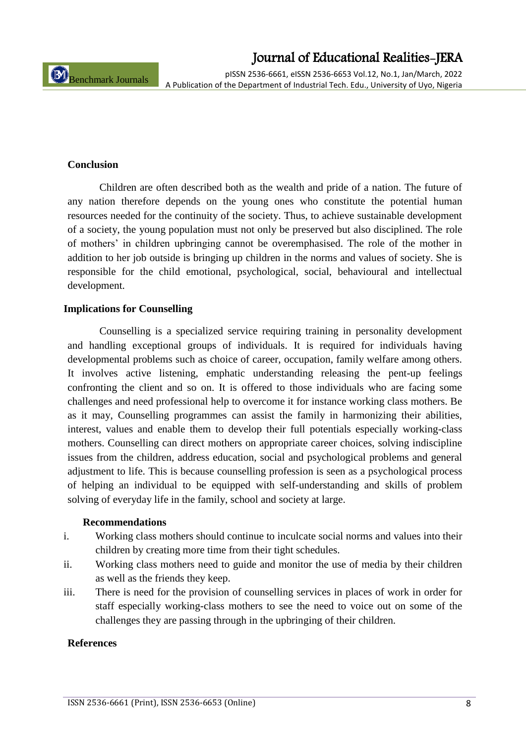## Conclusion

Children are often described both as the wealth and pride of a nation. The future of any nation therefore depends on the young ones who constitute the potential human resources needed for the continuity of the society. Thus, to achieve sustainable development of a society, the young population must not only be preserved but also disciplined. The role of mothers' in children upbringing cannot be overemphasised. The role of the mother in addition to her job outside is bringing up children in the norms and values of society. She is responsible for the child emotional, psychological, social, behavioural and intellectual development.

## Implications for Counselling

Counselling is a specialized service requiring training in personality development and handling exceptional groups of individuals. It is required for individuals having developmental problems such as choice of career, occupation, family welfare among others. It involves active listening, emphatic understanding releasing the pent-up feelings confronting the client and so on. It is offered to those individuals who are facing some challenges and need professional help to overcome it for instance working class mothers. Be as it may, Counselling programmes can assist the family in harmonizing their abilities, interest, values and enable them to develop their full potentials especially working-class mothers. Counselling can direct mothers on appropriate career choices, solving indiscipline issues from the children, address education, social and psychological problems and general adjustment to life. This is because counselling profession is seen as a psychological process of helping an individual to be equipped with self-understanding and skills of problem solving of everyday life in the family, school and society at large.

## Recommendations

i. Working class mothers should continue to inculcate social norms and values into their children by creating more time from their tight schedules.

ii. Working class mothers need to guide and monitor the use of media by their children as well as the friends they keep.

iii. There is need for the provision of counselling services in places of work in order for staff especially working-class mothers to see the need to voice out on some of the challenges they are passing through in the upbringing of their children.

## References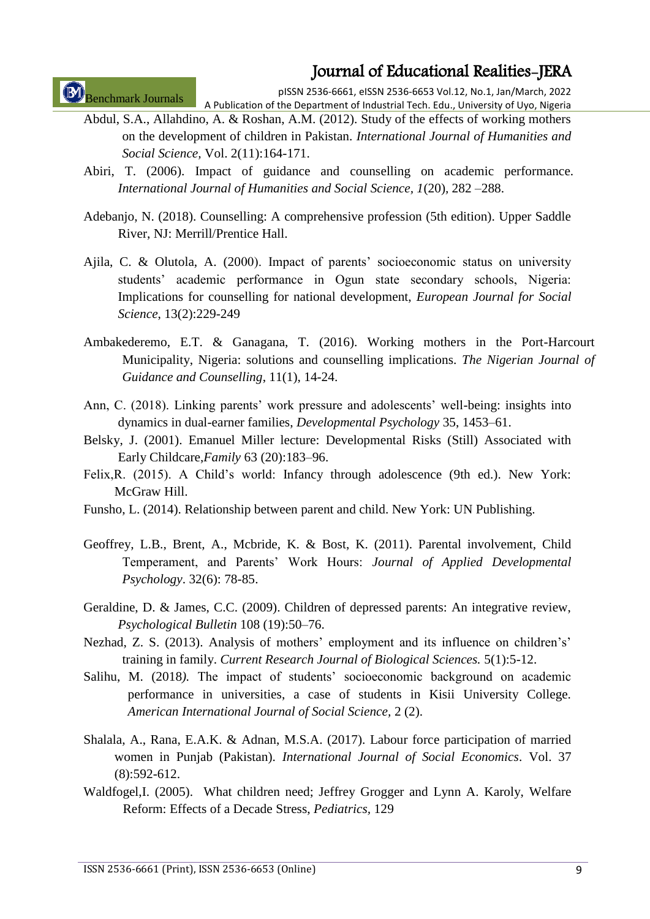Abdul, S.A., Allahdino, A. & Roshan, A.M. (2012). Study of the effects of working mothers on the development of children in Pakistan. *International Journal of Humanities and Social Science*, Vol. 2(11):164-171.

Abiri, T. (2006). Impact of guidance and counselling on academic performance. *International Journal of Humanities and Social Science, 1*(20), 282 –288.

Adebanjo, N. (2018). Counselling: A comprehensive profession (5th edition). Upper Saddle River, NJ: Merrill/Prentice Hall.

Ajila, C. & Olutola, A. (2000). Impact of parents' socioeconomic status on university students' academic performance in Ogun state secondary schools, Nigeria: Implications for counselling for national development, *European Journal for Social Science*, 13(2):229-249

Ambakederemo, E.T. & Ganagana, T. (2016). Working mothers in the Port-Harcourt Municipality, Nigeria: solutions and counselling implications. *The Nigerian Journal of Guidance and Counselling*, 11(1), 14-24.

Ann, C. (2018). Linking parents' work pressure and adolescents' well-being: insights into dynamics in dual-earner families, *Developmental Psychology* 35, 1453–61.

Belsky, J. (2001). Emanuel Miller lecture: Developmental Risks (Still) Associated with Early Childcare,*Family* 63 (20):183–96.

Felix,R. (2015). A Child's world: Infancy through adolescence (9th ed.). New York: McGraw Hill.

Funsho, L. (2014). Relationship between parent and child. New York: UN Publishing.

Geoffrey, L.B., Brent, A., Mcbride, K. & Bost, K. (2011). Parental involvement, Child Temperament, and Parents' Work Hours: *Journal of Applied Developmental Psychology*. 32(6): 78-85.

Geraldine, D. & James, C.C. (2009). Children of depressed parents: An integrative review, *Psychological Bulletin* 108 (19):50–76.

Nezhad, Z. S. (2013). Analysis of mothers' employment and its influence on children's' training in family. *Current Research Journal of Biological Sciences.* 5(1):5-12.

Salihu, M. (2018). The impact of students' socioeconomic background on academic performance in universities, a case of students in Kisii University College. *American International Journal of Social Science*, 2 (2).

Shalala, A., Rana, E.A.K. & Adnan, M.S.A. (2017). Labour force participation of married women in Punjab (Pakistan). *International Journal of Social Economics*. Vol. 37 (8):592-612.

Waldfogel,I. (2005). What children need; Jeffrey Grogger and Lynn A. Karoly, Welfare Reform: Effects of a Decade Stress, *Pediatrics*, 129